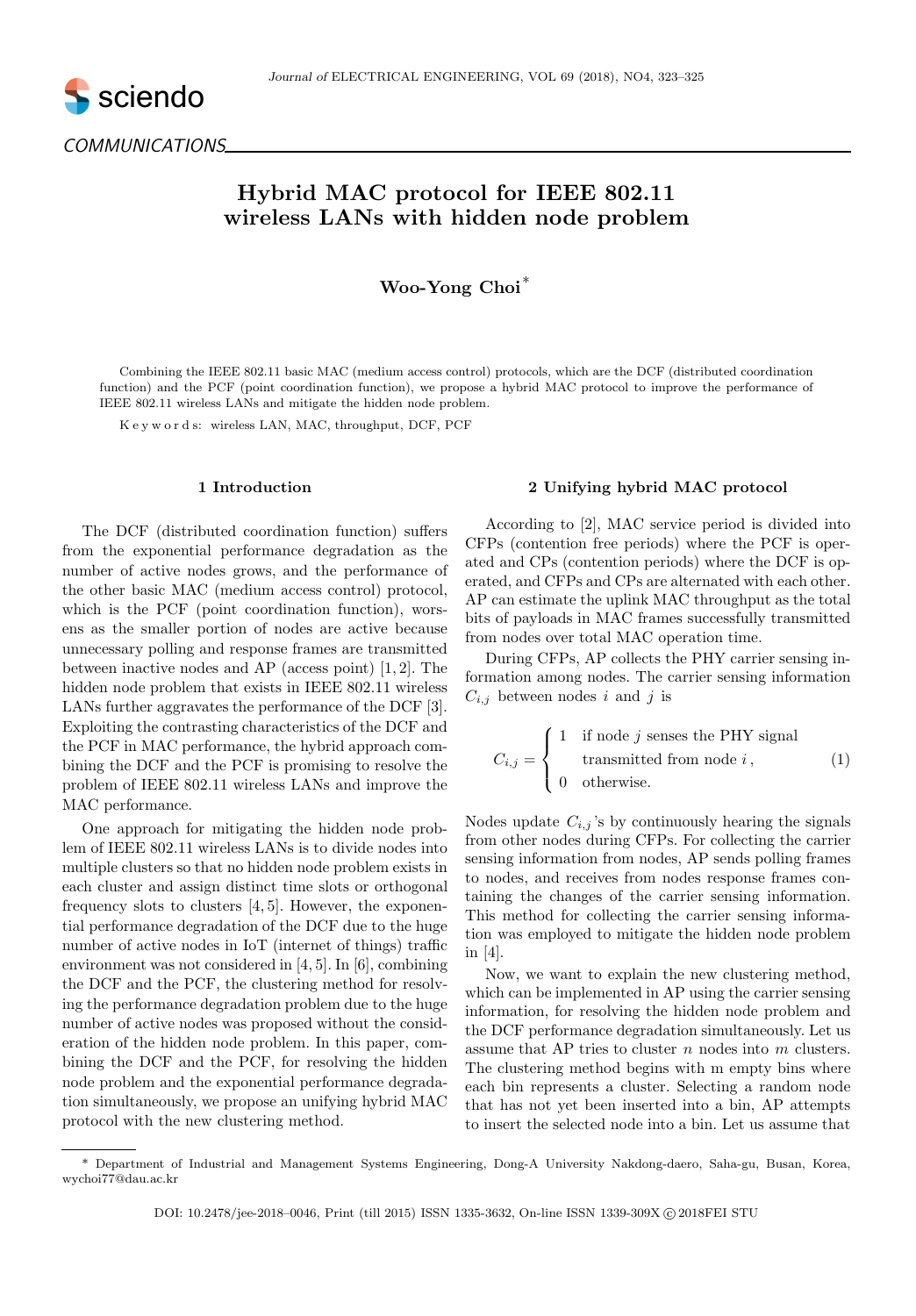COMMUNICATIONS

# Hybrid MAC protocol for IEEE 802.11 wireless LANs with hidden node problem

**Woo-Yong Choi**[*]

Combining the IEEE 802.11 basic MAC (medium access control) protocols, which are the DCF (distributed coordination function) and the PCF (point coordination function), we propose a hybrid MAC protocol to improve the performance of IEEE 802.11 wireless LANs and mitigate the hidden node problem.

K e y w o r d s: wireless LAN, MAC, throughput, DCF, PCF

## 1 Introduction

The DCF (distributed coordination function) suffers from the exponential performance degradation as the number of active nodes grows, and the performance of the other basic MAC (medium access control) protocol, which is the PCF (point coordination function), worsens as the smaller portion of nodes are active because unnecessary polling and response frames are transmitted between inactive nodes and AP (access point) [1, 2]. The hidden node problem that exists in IEEE 802.11 wireless LANs further aggravates the performance of the DCF [3]. Exploiting the contrasting characteristics of the DCF and the PCF in MAC performance, the hybrid approach combining the DCF and the PCF is promising to resolve the problem of IEEE 802.11 wireless LANs and improve the MAC performance.

One approach for mitigating the hidden node problem of IEEE 802.11 wireless LANs is to divide nodes into multiple clusters so that no hidden node problem exists in each cluster and assign distinct time slots or orthogonal frequency slots to clusters [4, 5]. However, the exponential performance degradation of the DCF due to the huge number of active nodes in IoT (internet of things) traffic environment was not considered in [4, 5]. In [6], combining the DCF and the PCF, the clustering method for resolving the performance degradation problem due to the huge number of active nodes was proposed without the consideration of the hidden node problem. In this paper, combining the DCF and the PCF, for resolving the hidden node problem and the exponential performance degradation simultaneously, we propose an unifying hybrid MAC protocol with the new clustering method.

## 2 Unifying hybrid MAC protocol

According to [2], MAC service period is divided into CFPs (contention free periods) where the PCF is operated and CPs (contention periods) where the DCF is operated, and CFPs and CPs are alternated with each other. AP can estimate the uplink MAC throughput as the total bits of payloads in MAC frames successfully transmitted from nodes over total MAC operation time.

During CFPs, AP collects the PHY carrier sensing information among nodes. The carrier sensing information $C_{i,j}$ between nodes $i$ and $j$ is

$$C_{i,j} = \begin{cases} 1 & \text{if node } j \text{ senses the PHY signal} \\ & \text{transmitted from node } i\,, \\ 0 & \text{otherwise.} \end{cases} \tag{1}$$

Nodes update $C_{i,j}$'s by continuously hearing the signals from other nodes during CFPs. For collecting the carrier sensing information from nodes, AP sends polling frames to nodes, and receives from nodes response frames containing the changes of the carrier sensing information. This method for collecting the carrier sensing information was employed to mitigate the hidden node problem in [4].

Now, we want to explain the new clustering method, which can be implemented in AP using the carrier sensing information, for resolving the hidden node problem and the DCF performance degradation simultaneously. Let us assume that AP tries to cluster $n$ nodes into $m$ clusters. The clustering method begins with m empty bins where each bin represents a cluster. Selecting a random node that has not yet been inserted into a bin, AP attempts to insert the selected node into a bin. Let us assume that

---

[*] Department of Industrial and Management Systems Engineering, Dong-A University Nakdong-daero, Saha-gu, Busan, Korea, wychoi77@dau.ac.kr

DOI: 10.2478/jee-2018–0046, Print (till 2015) ISSN 1335-3632, On-line ISSN 1339-309X © 2018FEI STU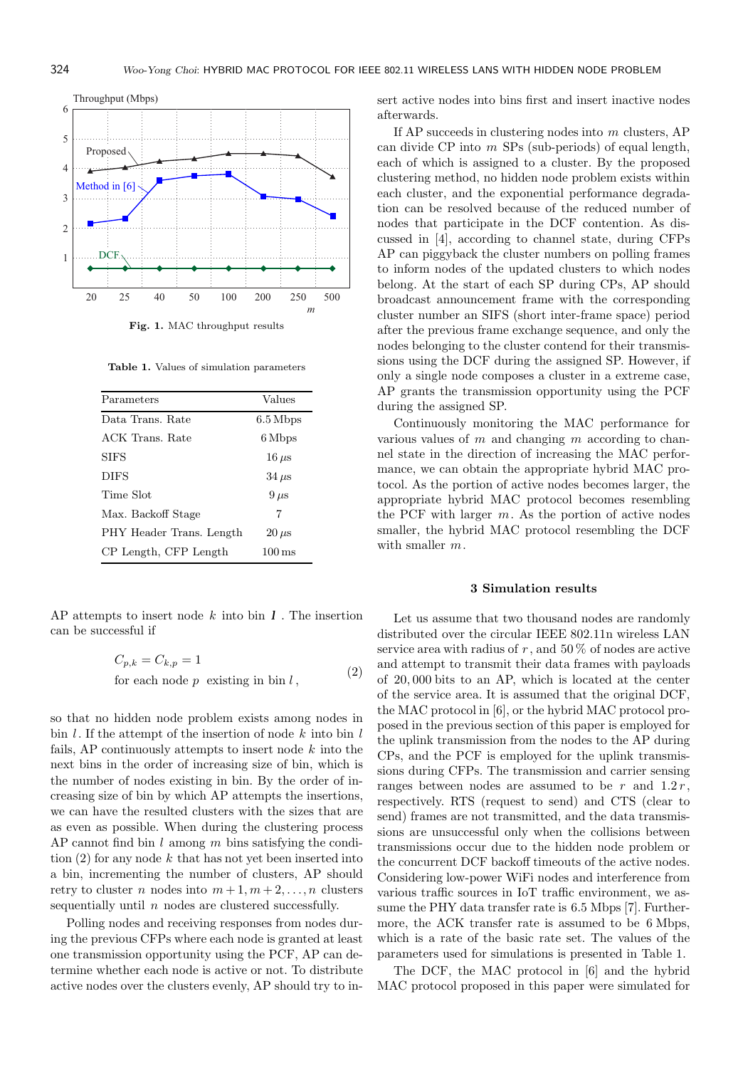Fig. 1. MAC throughput results

Table 1. Values of simulation parameters

| Parameters | Values |
|---|---|
| Data Trans. Rate | 6.5 Mbps |
| ACK Trans. Rate | 6 Mbps |
| SIFS | 16 $\mu s$ |
| DIFS | 34 $\mu s$ |
| Time Slot | 9 $\mu s$ |
| Max. Backoff Stage | 7 |
| PHY Header Trans. Length | 20 $\mu s$ |
| CP Length, CFP Length | 100 ms |

AP attempts to insert node $k$ into bin $\boldsymbol{l}$ . The insertion can be successful if

$$C_{p,k} = C_{k,p} = 1 \quad \text{for each node } p \text{ existing in bin } l\,, \tag{2}$$

so that no hidden node problem exists among nodes in bin $l$. If the attempt of the insertion of node $k$ into bin $l$ fails, AP continuously attempts to insert node $k$ into the next bins in the order of increasing size of bin, which is the number of nodes existing in bin. By the order of increasing size of bin by which AP attempts the insertions, we can have the resulted clusters with the sizes that are as even as possible. When during the clustering process AP cannot find bin $l$ among $m$ bins satisfying the condition (2) for any node $k$ that has not yet been inserted into a bin, incrementing the number of clusters, AP should retry to cluster $n$ nodes into $m+1, m+2, \ldots, n$ clusters sequentially until $n$ nodes are clustered successfully.

Polling nodes and receiving responses from nodes during the previous CFPs where each node is granted at least one transmission opportunity using the PCF, AP can determine whether each node is active or not. To distribute active nodes over the clusters evenly, AP should try to insert active nodes into bins first and insert inactive nodes afterwards.

If AP succeeds in clustering nodes into $m$ clusters, AP can divide CP into $m$ SPs (sub-periods) of equal length, each of which is assigned to a cluster. By the proposed clustering method, no hidden node problem exists within each cluster, and the exponential performance degradation can be resolved because of the reduced number of nodes that participate in the DCF contention. As discussed in [4], according to channel state, during CFPs AP can piggyback the cluster numbers on polling frames to inform nodes of the updated clusters to which nodes belong. At the start of each SP during CPs, AP should broadcast announcement frame with the corresponding cluster number an SIFS (short inter-frame space) period after the previous frame exchange sequence, and only the nodes belonging to the cluster contend for their transmissions using the DCF during the assigned SP. However, if only a single node composes a cluster in a extreme case, AP grants the transmission opportunity using the PCF during the assigned SP.

Continuously monitoring the MAC performance for various values of $m$ and changing $m$ according to channel state in the direction of increasing the MAC performance, we can obtain the appropriate hybrid MAC protocol. As the portion of active nodes becomes larger, the appropriate hybrid MAC protocol becomes resembling the PCF with larger $m$. As the portion of active nodes smaller, the hybrid MAC protocol resembling the DCF with smaller $m$.

## 3 Simulation results

Let us assume that two thousand nodes are randomly distributed over the circular IEEE 802.11n wireless LAN service area with radius of $r$, and 50 % of nodes are active and attempt to transmit their data frames with payloads of 20,000 bits to an AP, which is located at the center of the service area. It is assumed that the original DCF, the MAC protocol in [6], or the hybrid MAC protocol proposed in the previous section of this paper is employed for the uplink transmission from the nodes to the AP during CPs, and the PCF is employed for the uplink transmissions during CFPs. The transmission and carrier sensing ranges between nodes are assumed to be $r$ and $1.2\,r$, respectively. RTS (request to send) and CTS (clear to send) frames are not transmitted, and the data transmissions are unsuccessful only when the collisions between transmissions occur due to the hidden node problem or the concurrent DCF backoff timeouts of the active nodes. Considering low-power WiFi nodes and interference from various traffic sources in IoT traffic environment, we assume the PHY data transfer rate is 6.5 Mbps [7]. Furthermore, the ACK transfer rate is assumed to be 6 Mbps, which is a rate of the basic rate set. The values of the parameters used for simulations is presented in Table 1.

The DCF, the MAC protocol in [6] and the hybrid MAC protocol proposed in this paper were simulated for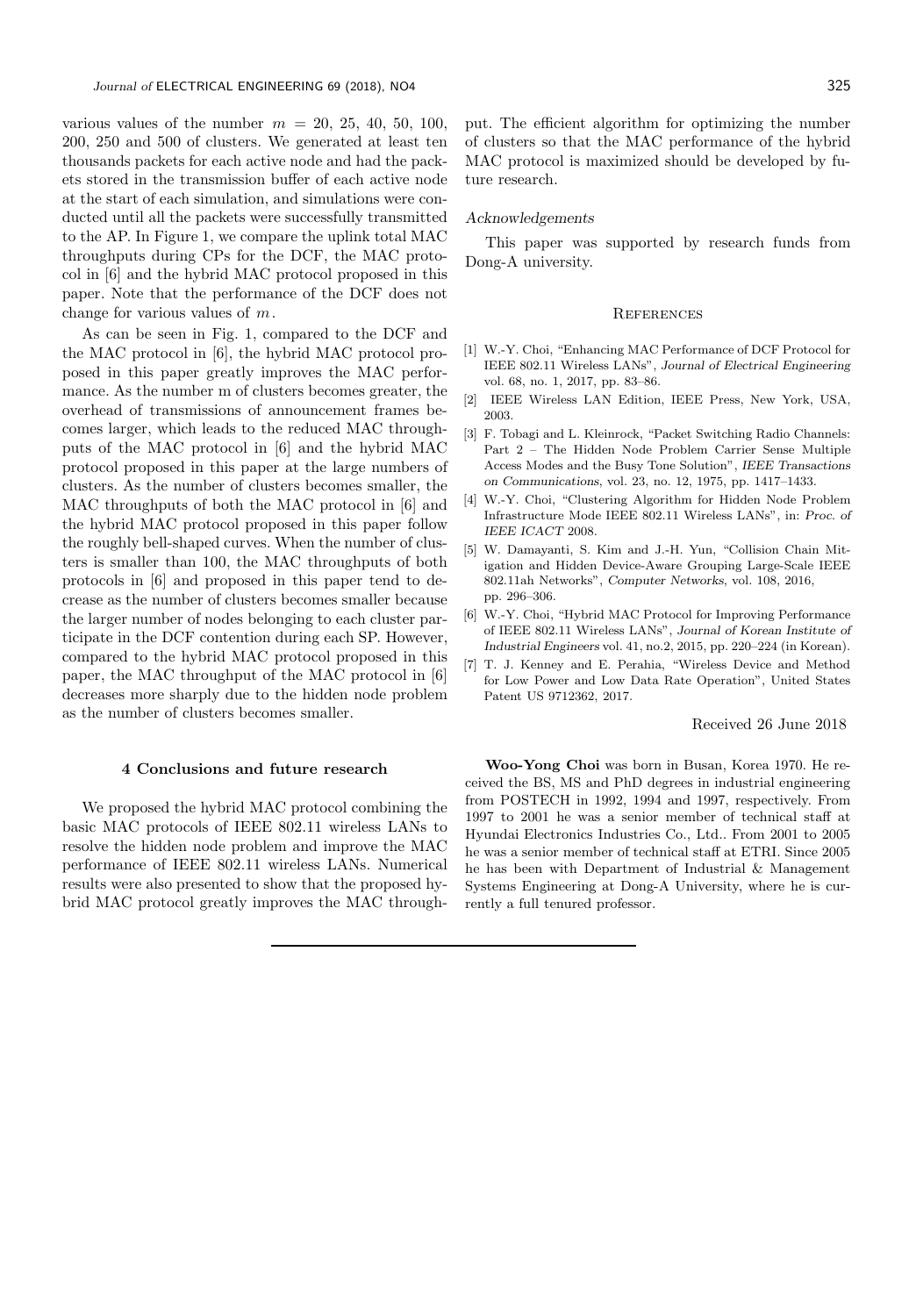various values of the number $m = 20$, 25, 40, 50, 100, 200, 250 and 500 of clusters. We generated at least ten thousands packets for each active node and had the packets stored in the transmission buffer of each active node at the start of each simulation, and simulations were conducted until all the packets were successfully transmitted to the AP. In Figure 1, we compare the uplink total MAC throughputs during CPs for the DCF, the MAC protocol in [6] and the hybrid MAC protocol proposed in this paper. Note that the performance of the DCF does not change for various values of $m$.

As can be seen in Fig. 1, compared to the DCF and the MAC protocol in [6], the hybrid MAC protocol proposed in this paper greatly improves the MAC performance. As the number m of clusters becomes greater, the overhead of transmissions of announcement frames becomes larger, which leads to the reduced MAC throughputs of the MAC protocol in [6] and the hybrid MAC protocol proposed in this paper at the large numbers of clusters. As the number of clusters becomes smaller, the MAC throughputs of both the MAC protocol in [6] and the hybrid MAC protocol proposed in this paper follow the roughly bell-shaped curves. When the number of clusters is smaller than 100, the MAC throughputs of both protocols in [6] and proposed in this paper tend to decrease as the number of clusters becomes smaller because the larger number of nodes belonging to each cluster participate in the DCF contention during each SP. However, compared to the hybrid MAC protocol proposed in this paper, the MAC throughput of the MAC protocol in [6] decreases more sharply due to the hidden node problem as the number of clusters becomes smaller.

## 4 Conclusions and future research

We proposed the hybrid MAC protocol combining the basic MAC protocols of IEEE 802.11 wireless LANs to resolve the hidden node problem and improve the MAC performance of IEEE 802.11 wireless LANs. Numerical results were also presented to show that the proposed hybrid MAC protocol greatly improves the MAC throughput. The efficient algorithm for optimizing the number of clusters so that the MAC performance of the hybrid MAC protocol is maximized should be developed by future research.

### *Acknowledgements*

This paper was supported by research funds from Dong-A university.

## References

[1] W.-Y. Choi, "Enhancing MAC Performance of DCF Protocol for IEEE 802.11 Wireless LANs", *Journal of Electrical Engineering* vol. 68, no. 1, 2017, pp. 83–86.

[2] IEEE Wireless LAN Edition, IEEE Press, New York, USA, 2003.

[3] F. Tobagi and L. Kleinrock, "Packet Switching Radio Channels: Part 2 – The Hidden Node Problem Carrier Sense Multiple Access Modes and the Busy Tone Solution", *IEEE Transactions on Communications*, vol. 23, no. 12, 1975, pp. 1417–1433.

[4] W.-Y. Choi, "Clustering Algorithm for Hidden Node Problem Infrastructure Mode IEEE 802.11 Wireless LANs", in: *Proc. of IEEE ICACT* 2008.

[5] W. Damayanti, S. Kim and J.-H. Yun, "Collision Chain Mitigation and Hidden Device-Aware Grouping Large-Scale IEEE 802.11ah Networks", *Computer Networks*, vol. 108, 2016, pp. 296–306.

[6] W.-Y. Choi, "Hybrid MAC Protocol for Improving Performance of IEEE 802.11 Wireless LANs", *Journal of Korean Institute of Industrial Engineers* vol. 41, no.2, 2015, pp. 220–224 (in Korean).

[7] T. J. Kenney and E. Perahia, "Wireless Device and Method for Low Power and Low Data Rate Operation", United States Patent US 9712362, 2017.

Received 26 June 2018

**Woo-Yong Choi** was born in Busan, Korea 1970. He received the BS, MS and PhD degrees in industrial engineering from POSTECH in 1992, 1994 and 1997, respectively. From 1997 to 2001 he was a senior member of technical staff at Hyundai Electronics Industries Co., Ltd.. From 2001 to 2005 he was a senior member of technical staff at ETRI. Since 2005 he has been with Department of Industrial & Management Systems Engineering at Dong-A University, where he is currently a full tenured professor.